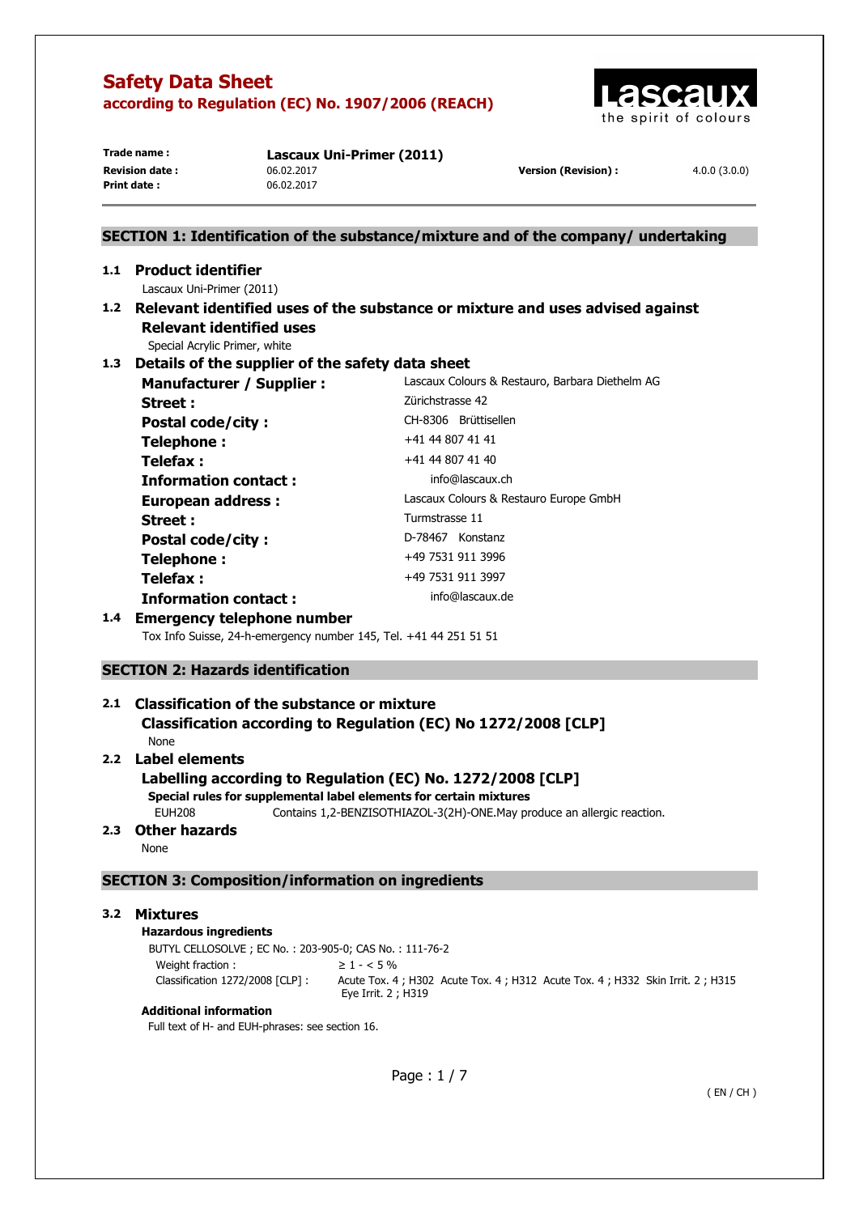# Safety Data Sheet
## according to Regulation (EC) No. 1907/2006 (REACH)

| | | | |
|---|---|---|---|
| **Trade name :** | **Lascaux Uni-Primer (2011)** | | |
| **Revision date :** | 06.02.2017 | **Version (Revision) :** | 4.0.0 (3.0.0) |
| **Print date :** | 06.02.2017 | | |

## SECTION 1: Identification of the substance/mixture and of the company/ undertaking

### 1.1 Product identifier

Lascaux Uni-Primer (2011)

### 1.2 Relevant identified uses of the substance or mixture and uses advised against

**Relevant identified uses**

Special Acrylic Primer, white

### 1.3 Details of the supplier of the safety data sheet

| | |
|---|---|
| **Manufacturer / Supplier :** | Lascaux Colours & Restauro, Barbara Diethelm AG |
| **Street :** | Zürichstrasse 42 |
| **Postal code/city :** | CH-8306 Brüttisellen |
| **Telephone :** | +41 44 807 41 41 |
| **Telefax :** | +41 44 807 41 40 |
| **Information contact :** | info@lascaux.ch |
| **European address :** | Lascaux Colours & Restauro Europe GmbH |
| **Street :** | Turmstrasse 11 |
| **Postal code/city :** | D-78467 Konstanz |
| **Telephone :** | +49 7531 911 3996 |
| **Telefax :** | +49 7531 911 3997 |
| **Information contact :** | info@lascaux.de |

### 1.4 Emergency telephone number

Tox Info Suisse, 24-h-emergency number 145, Tel. +41 44 251 51 51

## SECTION 2: Hazards identification

### 2.1 Classification of the substance or mixture

**Classification according to Regulation (EC) No 1272/2008 [CLP]**

None

### 2.2 Label elements

**Labelling according to Regulation (EC) No. 1272/2008 [CLP]**

**Special rules for supplemental label elements for certain mixtures**

EUH208 Contains 1,2-BENZISOTHIAZOL-3(2H)-ONE.May produce an allergic reaction.

### 2.3 Other hazards

None

## SECTION 3: Composition/information on ingredients

### 3.2 Mixtures

**Hazardous ingredients**

BUTYL CELLOSOLVE ; EC No. : 203-905-0; CAS No. : 111-76-2

| | |
|---|---|
| Weight fraction : | ≥ 1 - < 5 % |
| Classification 1272/2008 [CLP] : | Acute Tox. 4 ; H302 Acute Tox. 4 ; H312 Acute Tox. 4 ; H332 Skin Irrit. 2 ; H315 Eye Irrit. 2 ; H319 |

**Additional information**

Full text of H- and EUH-phrases: see section 16.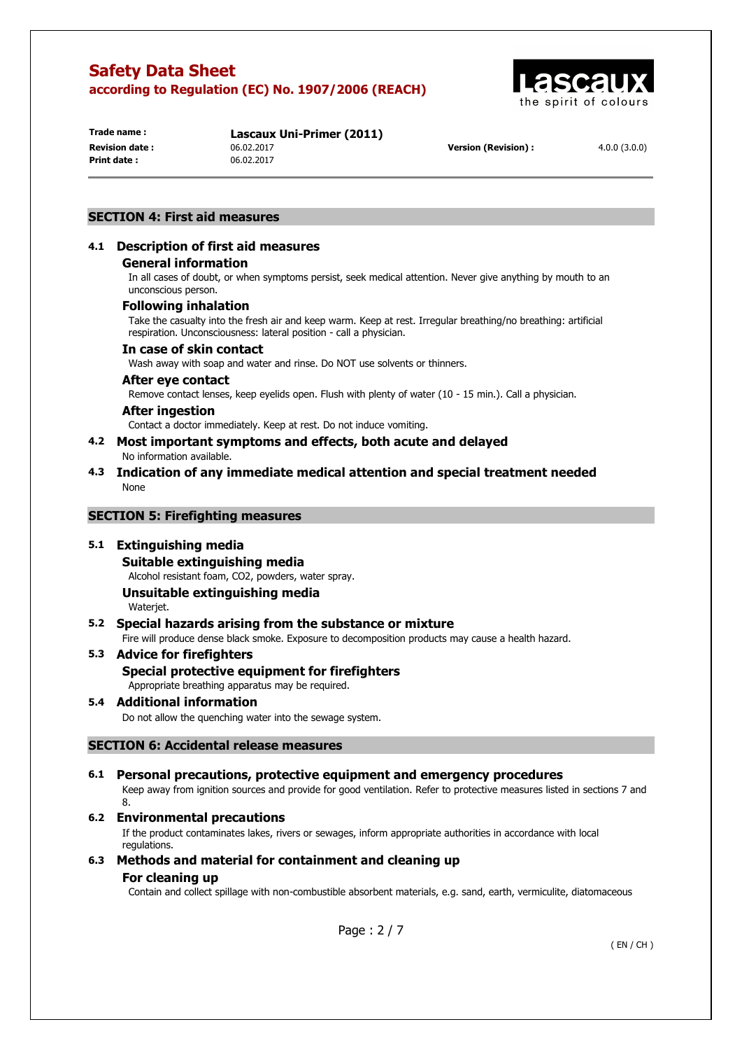## SECTION 4: First aid measures

### 4.1 Description of first aid measures

#### General information

In all cases of doubt, or when symptoms persist, seek medical attention. Never give anything by mouth to an unconscious person.

#### Following inhalation

Take the casualty into the fresh air and keep warm. Keep at rest. Irregular breathing/no breathing: artificial respiration. Unconsciousness: lateral position - call a physician.

#### In case of skin contact

Wash away with soap and water and rinse. Do NOT use solvents or thinners.

#### After eye contact

Remove contact lenses, keep eyelids open. Flush with plenty of water (10 - 15 min.). Call a physician.

#### After ingestion

Contact a doctor immediately. Keep at rest. Do not induce vomiting.

### 4.2 Most important symptoms and effects, both acute and delayed

No information available.

### 4.3 Indication of any immediate medical attention and special treatment needed

None

## SECTION 5: Firefighting measures

### 5.1 Extinguishing media

#### Suitable extinguishing media

Alcohol resistant foam, $CO_2$, powders, water spray.

#### Unsuitable extinguishing media

Waterjet.

### 5.2 Special hazards arising from the substance or mixture

Fire will produce dense black smoke. Exposure to decomposition products may cause a health hazard.

### 5.3 Advice for firefighters

#### Special protective equipment for firefighters

Appropriate breathing apparatus may be required.

### 5.4 Additional information

Do not allow the quenching water into the sewage system.

## SECTION 6: Accidental release measures

### 6.1 Personal precautions, protective equipment and emergency procedures

Keep away from ignition sources and provide for good ventilation. Refer to protective measures listed in sections 7 and 8.

### 6.2 Environmental precautions

If the product contaminates lakes, rivers or sewages, inform appropriate authorities in accordance with local regulations.

### 6.3 Methods and material for containment and cleaning up

#### For cleaning up

Contain and collect spillage with non-combustible absorbent materials, e.g. sand, earth, vermiculite, diatomaceous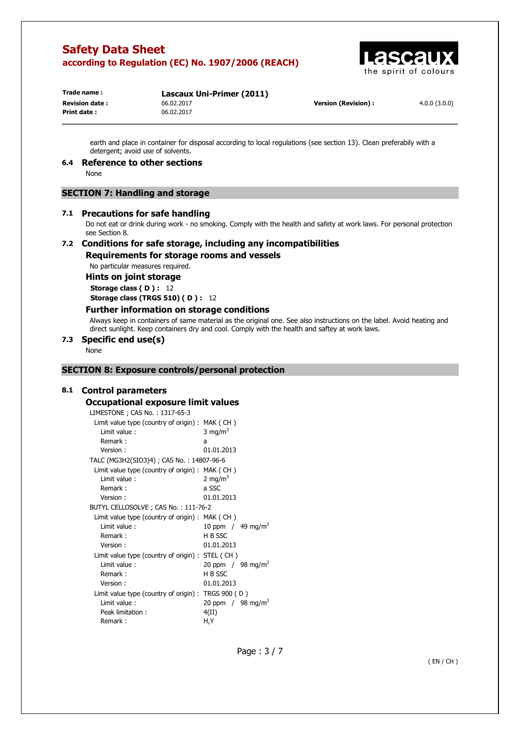earth and place in container for disposal according to local regulations (see section 13). Clean preferabily with a detergent; avoid use of solvents.

### 6.4 Reference to other sections

None

## SECTION 7: Handling and storage

### 7.1 Precautions for safe handling

Do not eat or drink during work - no smoking. Comply with the health and safety at work laws. For personal protection see Section 8.

### 7.2 Conditions for safe storage, including any incompatibilities

#### Requirements for storage rooms and vessels

No particular measures required.

#### Hints on joint storage

**Storage class ( D ) :** 12

**Storage class (TRGS 510) ( D ) :** 12

#### Further information on storage conditions

Always keep in containers of same material as the original one. See also instructions on the label. Avoid heating and direct sunlight. Keep containers dry and cool. Comply with the health and saftey at work laws.

### 7.3 Specific end use(s)

None

## SECTION 8: Exposure controls/personal protection

### 8.1 Control parameters

#### Occupational exposure limit values

LIMESTONE ; CAS No. : 1317-65-3

| | |
|---|---|
| Limit value type (country of origin) : | MAK ( CH ) |
| Limit value : | 3 mg/m$^3$ |
| Remark : | a |
| Version : | 01.01.2013 |

TALC (MG3H2(SIO3)4) ; CAS No. : 14807-96-6

| | |
|---|---|
| Limit value type (country of origin) : | MAK ( CH ) |
| Limit value : | 2 mg/m$^3$ |
| Remark : | a SSC |
| Version : | 01.01.2013 |

BUTYL CELLOSOLVE ; CAS No. : 111-76-2

| | |
|---|---|
| Limit value type (country of origin) : | MAK ( CH ) |
| Limit value : | 10 ppm / 49 mg/m$^3$ |
| Remark : | H B SSC |
| Version : | 01.01.2013 |
| Limit value type (country of origin) : | STEL ( CH ) |
| Limit value : | 20 ppm / 98 mg/m$^3$ |
| Remark : | H B SSC |
| Version : | 01.01.2013 |
| Limit value type (country of origin) : | TRGS 900 ( D ) |
| Limit value : | 20 ppm / 98 mg/m$^3$ |
| Peak limitation : | 4(II) |
| Remark : | H,Y |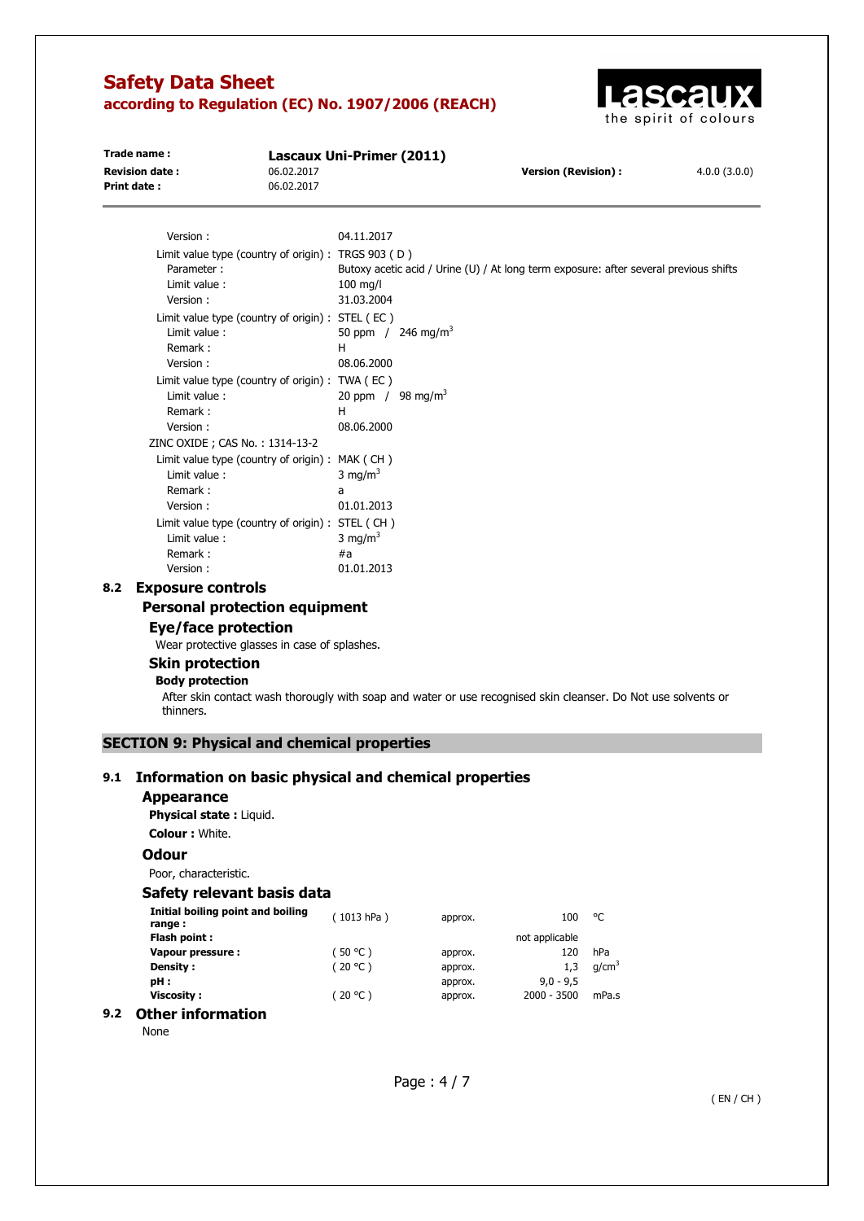Version : 04.11.2017

Limit value type (country of origin) : TRGS 903 ( D )
Parameter : Butoxy acetic acid / Urine (U) / At long term exposure: after several previous shifts
Limit value : 100 mg/l
Version : 31.03.2004

Limit value type (country of origin) : STEL ( EC )
Limit value : 50 ppm / 246 mg/m$^3$
Remark : H
Version : 08.06.2000

Limit value type (country of origin) : TWA ( EC )
Limit value : 20 ppm / 98 mg/m$^3$
Remark : H
Version : 08.06.2000

ZINC OXIDE ; CAS No. : 1314-13-2

Limit value type (country of origin) : MAK ( CH )
Limit value : 3 mg/m$^3$
Remark : a
Version : 01.01.2013

Limit value type (country of origin) : STEL ( CH )
Limit value : 3 mg/m$^3$
Remark : #a
Version : 01.01.2013

## 8.2 Exposure controls

### Personal protection equipment

#### Eye/face protection

Wear protective glasses in case of splashes.

#### Skin protection

**Body protection**

After skin contact wash thoroughly with soap and water or use recognised skin cleanser. Do Not use solvents or thinners.

# SECTION 9: Physical and chemical properties

## 9.1 Information on basic physical and chemical properties

### Appearance

**Physical state :** Liquid.

**Colour :** White.

### Odour

Poor, characteristic.

### Safety relevant basis data

| | | | | |
|---|---|---|---|---|
| **Initial boiling point and boiling range :** | ( 1013 hPa ) | approx. | 100 | °C |
| **Flash point :** | | | not applicable | |
| **Vapour pressure :** | ( 50 °C ) | approx. | 120 | hPa |
| **Density :** | ( 20 °C ) | approx. | 1,3 | g/cm$^3$ |
| **pH :** | | approx. | 9,0 - 9,5 | |
| **Viscosity :** | ( 20 °C ) | approx. | 2000 - 3500 | mPa.s |

## 9.2 Other information

None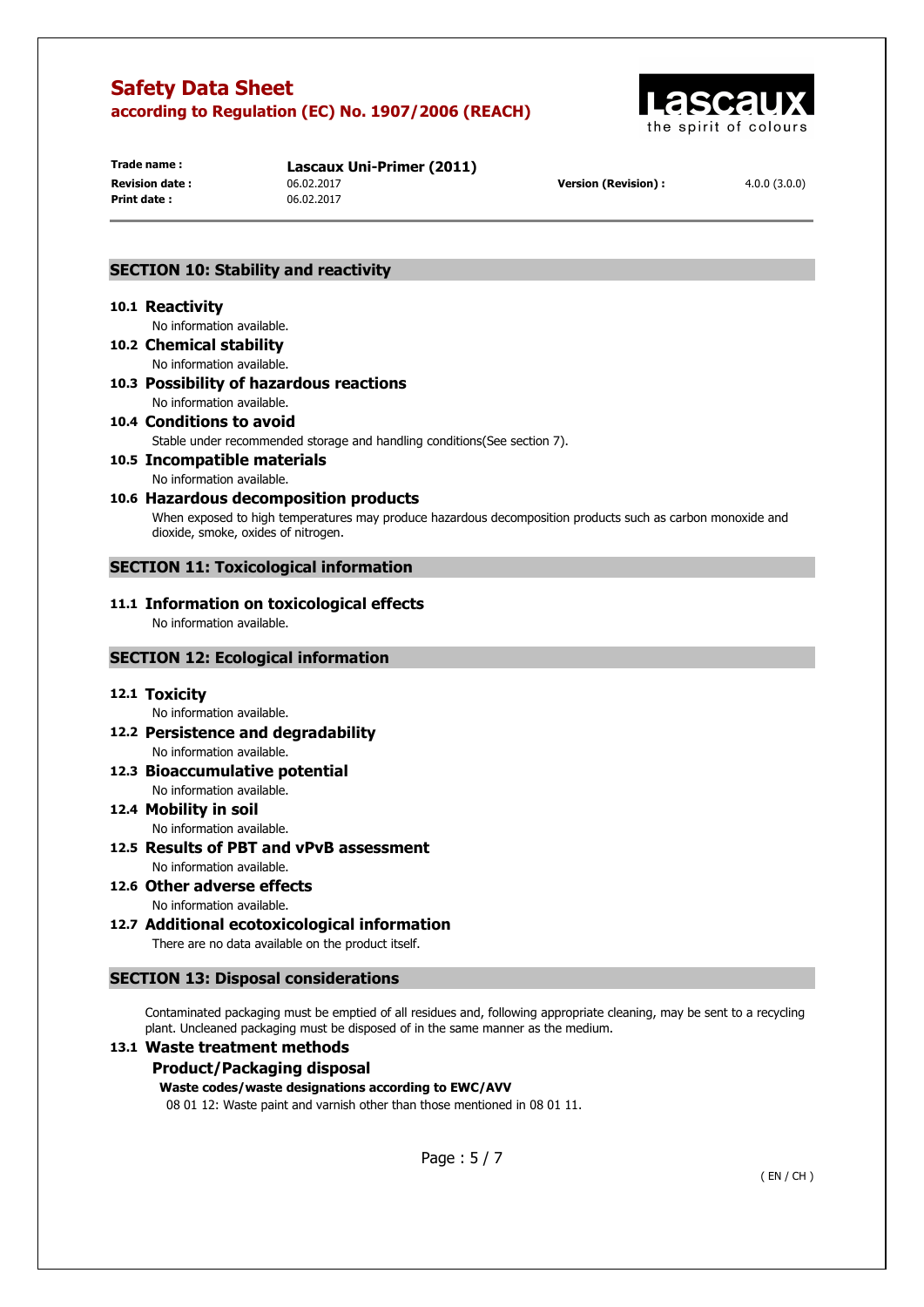## SECTION 10: Stability and reactivity

### 10.1 Reactivity

No information available.

### 10.2 Chemical stability

No information available.

### 10.3 Possibility of hazardous reactions

No information available.

### 10.4 Conditions to avoid

Stable under recommended storage and handling conditions(See section 7).

### 10.5 Incompatible materials

No information available.

### 10.6 Hazardous decomposition products

When exposed to high temperatures may produce hazardous decomposition products such as carbon monoxide and dioxide, smoke, oxides of nitrogen.

## SECTION 11: Toxicological information

### 11.1 Information on toxicological effects

No information available.

## SECTION 12: Ecological information

### 12.1 Toxicity

No information available.

### 12.2 Persistence and degradability

No information available.

### 12.3 Bioaccumulative potential

No information available.

### 12.4 Mobility in soil

No information available.

### 12.5 Results of PBT and vPvB assessment

No information available.

### 12.6 Other adverse effects

No information available.

### 12.7 Additional ecotoxicological information

There are no data available on the product itself.

## SECTION 13: Disposal considerations

Contaminated packaging must be emptied of all residues and, following appropriate cleaning, may be sent to a recycling plant. Uncleaned packaging must be disposed of in the same manner as the medium.

### 13.1 Waste treatment methods

#### Product/Packaging disposal

**Waste codes/waste designations according to EWC/AVV**

08 01 12: Waste paint and varnish other than those mentioned in 08 01 11.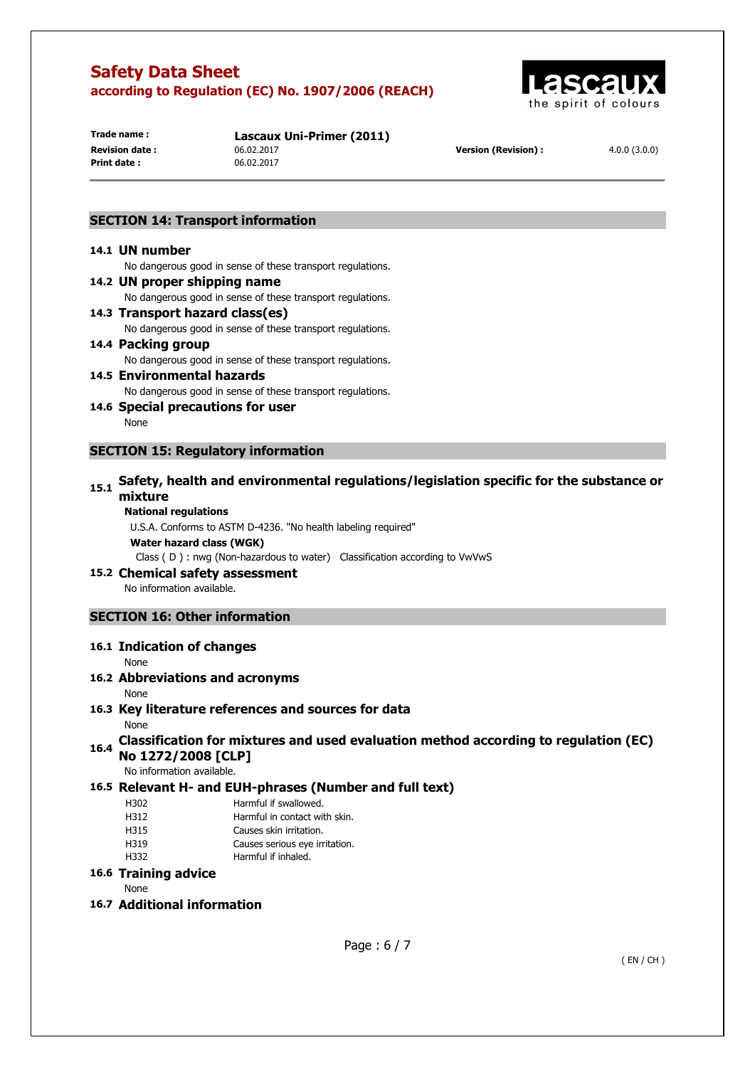## SECTION 14: Transport information

### 14.1 UN number

No dangerous good in sense of these transport regulations.

### 14.2 UN proper shipping name

No dangerous good in sense of these transport regulations.

### 14.3 Transport hazard class(es)

No dangerous good in sense of these transport regulations.

### 14.4 Packing group

No dangerous good in sense of these transport regulations.

### 14.5 Environmental hazards

No dangerous good in sense of these transport regulations.

### 14.6 Special precautions for user

None

## SECTION 15: Regulatory information

### 15.1 Safety, health and environmental regulations/legislation specific for the substance or mixture

**National regulations**

U.S.A. Conforms to ASTM D-4236. "No health labeling required"

**Water hazard class (WGK)**

Class ( D ) : nwg (Non-hazardous to water) Classification according to VwVwS

### 15.2 Chemical safety assessment

No information available.

## SECTION 16: Other information

### 16.1 Indication of changes

None

### 16.2 Abbreviations and acronyms

None

### 16.3 Key literature references and sources for data

None

### 16.4 Classification for mixtures and used evaluation method according to regulation (EC) No 1272/2008 [CLP]

No information available.

### 16.5 Relevant H- and EUH-phrases (Number and full text)

| | |
|---|---|
| H302 | Harmful if swallowed. |
| H312 | Harmful in contact with skin. |
| H315 | Causes skin irritation. |
| H319 | Causes serious eye irritation. |
| H332 | Harmful if inhaled. |

### 16.6 Training advice

None

### 16.7 Additional information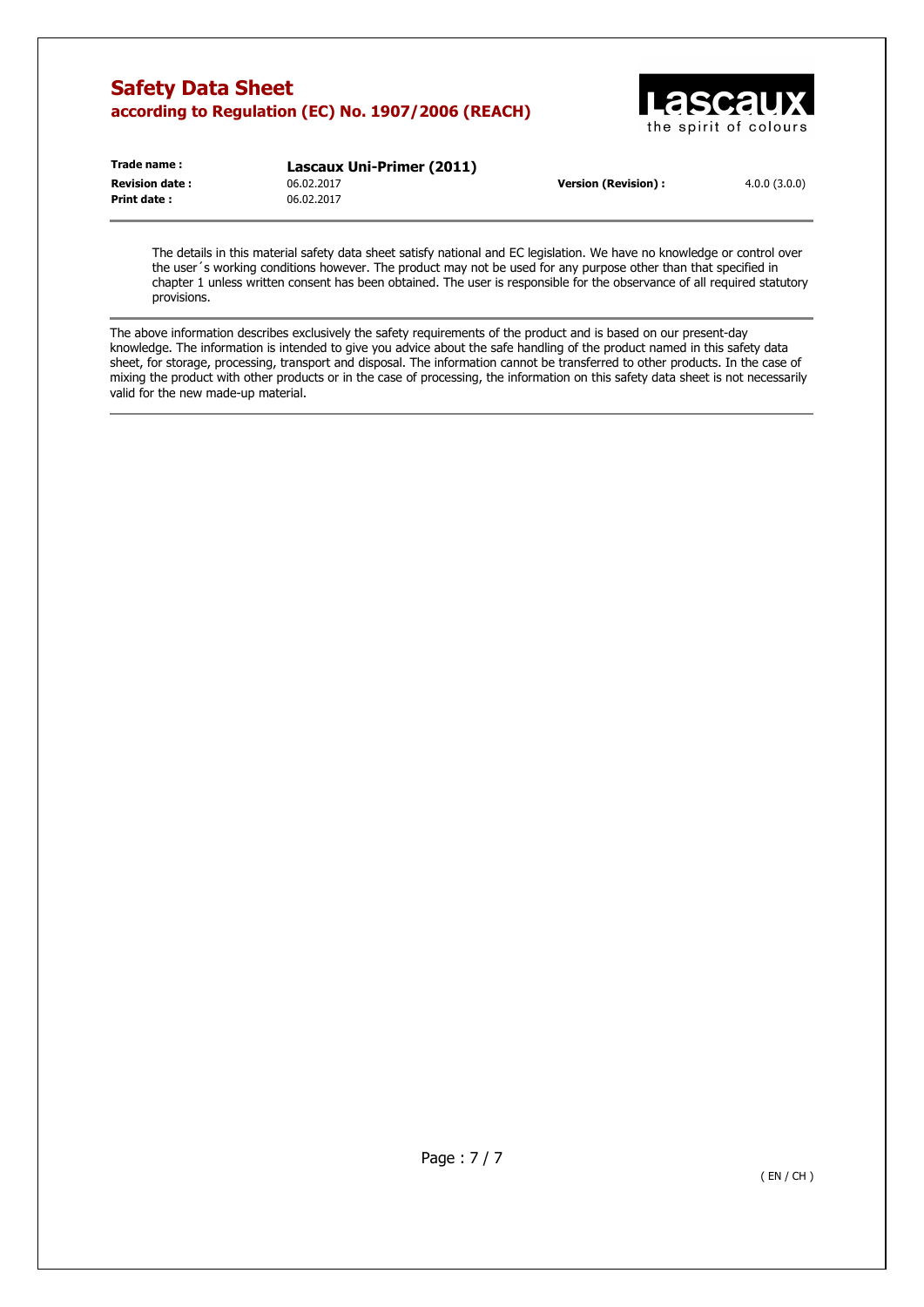The details in this material safety data sheet satisfy national and EC legislation. We have no knowledge or control over the user´s working conditions however. The product may not be used for any purpose other than that specified in chapter 1 unless written consent has been obtained. The user is responsible for the observance of all required statutory provisions.

The above information describes exclusively the safety requirements of the product and is based on our present-day knowledge. The information is intended to give you advice about the safe handling of the product named in this safety data sheet, for storage, processing, transport and disposal. The information cannot be transferred to other products. In the case of mixing the product with other products or in the case of processing, the information on this safety data sheet is not necessarily valid for the new made-up material.